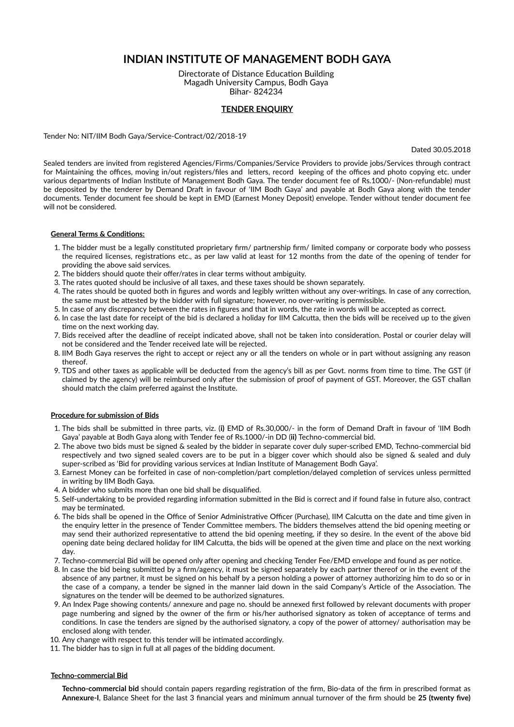# INDIAN INSTITUTE OF MANAGEMENT BODH GAYA

Directorate of Distance Education Building
Magadh University Campus, Bodh Gaya
Bihar- 824234

## TENDER ENQUIRY

Tender No: NIT/IIM Bodh Gaya/Service-Contract/02/2018-19

Dated 30.05.2018

Sealed tenders are invited from registered Agencies/Firms/Companies/Service Providers to provide jobs/Services through contract for Maintaining the offices, moving in/out registers/files and letters, record keeping of the offices and photo copying etc. under various departments of Indian Institute of Management Bodh Gaya. The tender document fee of Rs.1000/- (Non-refundable) must be deposited by the tenderer by Demand Draft in favour of 'IIM Bodh Gaya' and payable at Bodh Gaya along with the tender documents. Tender document fee should be kept in EMD (Earnest Money Deposit) envelope. Tender without tender document fee will not be considered.

### General Terms & Conditions:

1. The bidder must be a legally constituted proprietary firm/ partnership firm/ limited company or corporate body who possess the required licenses, registrations etc., as per law valid at least for 12 months from the date of the opening of tender for providing the above said services.
2. The bidders should quote their offer/rates in clear terms without ambiguity.
3. The rates quoted should be inclusive of all taxes, and these taxes should be shown separately.
4. The rates should be quoted both in figures and words and legibly written without any over-writings. In case of any correction, the same must be attested by the bidder with full signature; however, no over-writing is permissible.
5. In case of any discrepancy between the rates in figures and that in words, the rate in words will be accepted as correct.
6. In case the last date for receipt of the bid is declared a holiday for IIM Calcutta, then the bids will be received up to the given time on the next working day.
7. Bids received after the deadline of receipt indicated above, shall not be taken into consideration. Postal or courier delay will not be considered and the Tender received late will be rejected.
8. IIM Bodh Gaya reserves the right to accept or reject any or all the tenders on whole or in part without assigning any reason thereof.
9. TDS and other taxes as applicable will be deducted from the agency's bill as per Govt. norms from time to time. The GST (if claimed by the agency) will be reimbursed only after the submission of proof of payment of GST. Moreover, the GST challan should match the claim preferred against the Institute.

### Procedure for submission of Bids

1. The bids shall be submitted in three parts, viz. (**i**) EMD of Rs.30,000/- in the form of Demand Draft in favour of 'IIM Bodh Gaya' payable at Bodh Gaya along with Tender fee of Rs.1000/-in DD (**ii**) Techno-commercial bid.
2. The above two bids must be signed & sealed by the bidder in separate cover duly super-scribed EMD, Techno-commercial bid respectively and two signed sealed covers are to be put in a bigger cover which should also be signed & sealed and duly super-scribed as 'Bid for providing various services at Indian Institute of Management Bodh Gaya'.
3. Earnest Money can be forfeited in case of non-completion/part completion/delayed completion of services unless permitted in writing by IIM Bodh Gaya.
4. A bidder who submits more than one bid shall be disqualified.
5. Self-undertaking to be provided regarding information submitted in the Bid is correct and if found false in future also, contract may be terminated.
6. The bids shall be opened in the Office of Senior Administrative Officer (Purchase), IIM Calcutta on the date and time given in the enquiry letter in the presence of Tender Committee members. The bidders themselves attend the bid opening meeting or may send their authorized representative to attend the bid opening meeting, if they so desire. In the event of the above bid opening date being declared holiday for IIM Calcutta, the bids will be opened at the given time and place on the next working day.
7. Techno-commercial Bid will be opened only after opening and checking Tender Fee/EMD envelope and found as per notice.
8. In case the bid being submitted by a firm/agency, it must be signed separately by each partner thereof or in the event of the absence of any partner, it must be signed on his behalf by a person holding a power of attorney authorizing him to do so or in the case of a company, a tender be signed in the manner laid down in the said Company's Article of the Association. The signatures on the tender will be deemed to be authorized signatures.
9. An Index Page showing contents/ annexure and page no. should be annexed first followed by relevant documents with proper page numbering and signed by the owner of the firm or his/her authorised signatory as token of acceptance of terms and conditions. In case the tenders are signed by the authorised signatory, a copy of the power of attorney/ authorisation may be enclosed along with tender.
10. Any change with respect to this tender will be intimated accordingly.
11. The bidder has to sign in full at all pages of the bidding document.

### Techno-commercial Bid

**Techno-commercial bid** should contain papers regarding registration of the firm, Bio-data of the firm in prescribed format as **Annexure-I**, Balance Sheet for the last 3 financial years and minimum annual turnover of the firm should be **25 (twenty five)**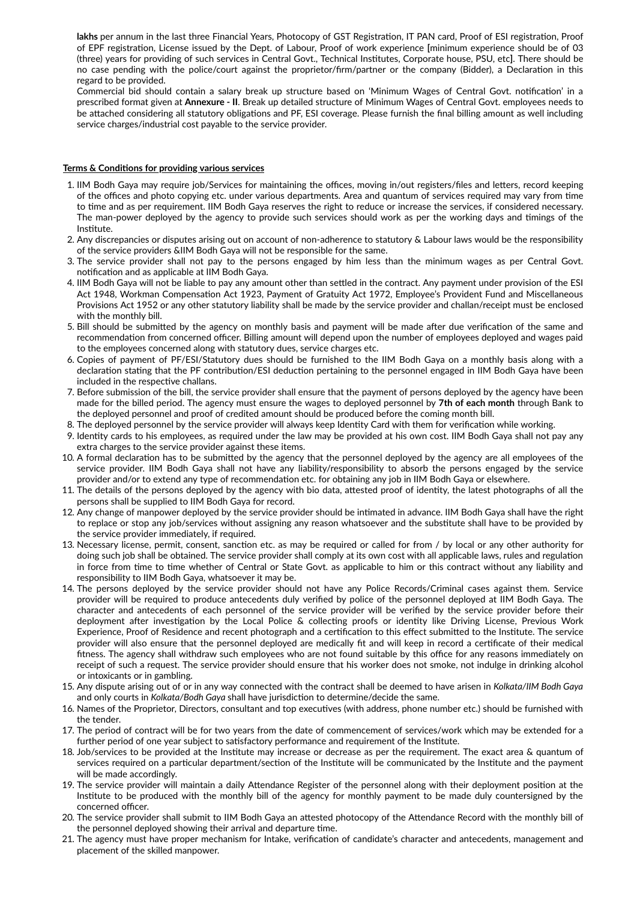**lakhs** per annum in the last three Financial Years, Photocopy of GST Registration, IT PAN card, Proof of ESI registration, Proof of EPF registration, License issued by the Dept. of Labour, Proof of work experience [minimum experience should be of 03 (three) years for providing of such services in Central Govt., Technical Institutes, Corporate house, PSU, etc]. There should be no case pending with the police/court against the proprietor/firm/partner or the company (Bidder), a Declaration in this regard to be provided.

Commercial bid should contain a salary break up structure based on 'Minimum Wages of Central Govt. notification' in a prescribed format given at **Annexure - II**. Break up detailed structure of Minimum Wages of Central Govt. employees needs to be attached considering all statutory obligations and PF, ESI coverage. Please furnish the final billing amount as well including service charges/industrial cost payable to the service provider.

**Terms & Conditions for providing various services**

1. IIM Bodh Gaya may require job/Services for maintaining the offices, moving in/out registers/files and letters, record keeping of the offices and photo copying etc. under various departments. Area and quantum of services required may vary from time to time and as per requirement. IIM Bodh Gaya reserves the right to reduce or increase the services, if considered necessary. The man-power deployed by the agency to provide such services should work as per the working days and timings of the Institute.
2. Any discrepancies or disputes arising out on account of non-adherence to statutory & Labour laws would be the responsibility of the service providers &IIM Bodh Gaya will not be responsible for the same.
3. The service provider shall not pay to the persons engaged by him less than the minimum wages as per Central Govt. notification and as applicable at IIM Bodh Gaya.
4. IIM Bodh Gaya will not be liable to pay any amount other than settled in the contract. Any payment under provision of the ESI Act 1948, Workman Compensation Act 1923, Payment of Gratuity Act 1972, Employee's Provident Fund and Miscellaneous Provisions Act 1952 or any other statutory liability shall be made by the service provider and challan/receipt must be enclosed with the monthly bill.
5. Bill should be submitted by the agency on monthly basis and payment will be made after due verification of the same and recommendation from concerned officer. Billing amount will depend upon the number of employees deployed and wages paid to the employees concerned along with statutory dues, service charges etc.
6. Copies of payment of PF/ESI/Statutory dues should be furnished to the IIM Bodh Gaya on a monthly basis along with a declaration stating that the PF contribution/ESI deduction pertaining to the personnel engaged in IIM Bodh Gaya have been included in the respective challans.
7. Before submission of the bill, the service provider shall ensure that the payment of persons deployed by the agency have been made for the billed period. The agency must ensure the wages to deployed personnel by **7th of each month** through Bank to the deployed personnel and proof of credited amount should be produced before the coming month bill.
8. The deployed personnel by the service provider will always keep Identity Card with them for verification while working.
9. Identity cards to his employees, as required under the law may be provided at his own cost. IIM Bodh Gaya shall not pay any extra charges to the service provider against these items.
10. A formal declaration has to be submitted by the agency that the personnel deployed by the agency are all employees of the service provider. IIM Bodh Gaya shall not have any liability/responsibility to absorb the persons engaged by the service provider and/or to extend any type of recommendation etc. for obtaining any job in IIM Bodh Gaya or elsewhere.
11. The details of the persons deployed by the agency with bio data, attested proof of identity, the latest photographs of all the persons shall be supplied to IIM Bodh Gaya for record.
12. Any change of manpower deployed by the service provider should be intimated in advance. IIM Bodh Gaya shall have the right to replace or stop any job/services without assigning any reason whatsoever and the substitute shall have to be provided by the service provider immediately, if required.
13. Necessary license, permit, consent, sanction etc. as may be required or called for from / by local or any other authority for doing such job shall be obtained. The service provider shall comply at its own cost with all applicable laws, rules and regulation in force from time to time whether of Central or State Govt. as applicable to him or this contract without any liability and responsibility to IIM Bodh Gaya, whatsoever it may be.
14. The persons deployed by the service provider should not have any Police Records/Criminal cases against them. Service provider will be required to produce antecedents duly verified by police of the personnel deployed at IIM Bodh Gaya. The character and antecedents of each personnel of the service provider will be verified by the service provider before their deployment after investigation by the Local Police & collecting proofs or identity like Driving License, Previous Work Experience, Proof of Residence and recent photograph and a certification to this effect submitted to the Institute. The service provider will also ensure that the personnel deployed are medically fit and will keep in record a certificate of their medical fitness. The agency shall withdraw such employees who are not found suitable by this office for any reasons immediately on receipt of such a request. The service provider should ensure that his worker does not smoke, not indulge in drinking alcohol or intoxicants or in gambling.
15. Any dispute arising out of or in any way connected with the contract shall be deemed to have arisen in *Kolkata/IIM Bodh Gaya* and only courts in *Kolkata/Bodh Gaya* shall have jurisdiction to determine/decide the same.
16. Names of the Proprietor, Directors, consultant and top executives (with address, phone number etc.) should be furnished with the tender.
17. The period of contract will be for two years from the date of commencement of services/work which may be extended for a further period of one year subject to satisfactory performance and requirement of the Institute.
18. Job/services to be provided at the Institute may increase or decrease as per the requirement. The exact area & quantum of services required on a particular department/section of the Institute will be communicated by the Institute and the payment will be made accordingly.
19. The service provider will maintain a daily Attendance Register of the personnel along with their deployment position at the Institute to be produced with the monthly bill of the agency for monthly payment to be made duly countersigned by the concerned officer.
20. The service provider shall submit to IIM Bodh Gaya an attested photocopy of the Attendance Record with the monthly bill of the personnel deployed showing their arrival and departure time.
21. The agency must have proper mechanism for Intake, verification of candidate's character and antecedents, management and placement of the skilled manpower.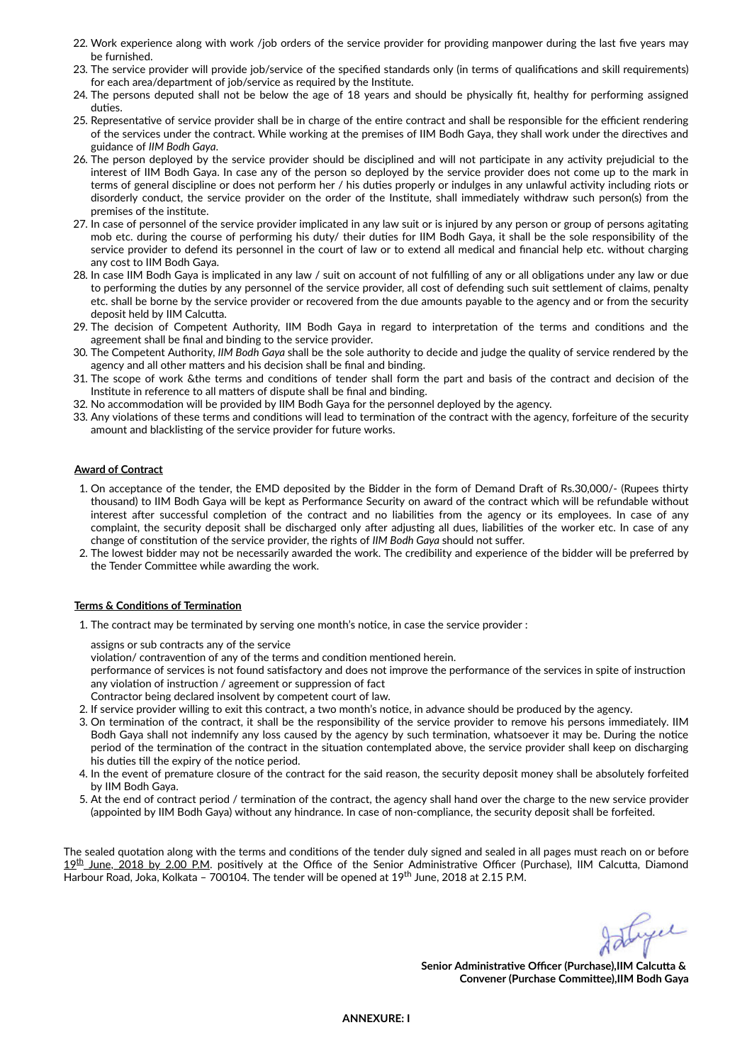22. Work experience along with work /job orders of the service provider for providing manpower during the last five years may be furnished.
23. The service provider will provide job/service of the specified standards only (in terms of qualifications and skill requirements) for each area/department of job/service as required by the Institute.
24. The persons deputed shall not be below the age of 18 years and should be physically fit, healthy for performing assigned duties.
25. Representative of service provider shall be in charge of the entire contract and shall be responsible for the efficient rendering of the services under the contract. While working at the premises of IIM Bodh Gaya, they shall work under the directives and guidance of *IIM Bodh Gaya*.
26. The person deployed by the service provider should be disciplined and will not participate in any activity prejudicial to the interest of IIM Bodh Gaya. In case any of the person so deployed by the service provider does not come up to the mark in terms of general discipline or does not perform her / his duties properly or indulges in any unlawful activity including riots or disorderly conduct, the service provider on the order of the Institute, shall immediately withdraw such person(s) from the premises of the institute.
27. In case of personnel of the service provider implicated in any law suit or is injured by any person or group of persons agitating mob etc. during the course of performing his duty/ their duties for IIM Bodh Gaya, it shall be the sole responsibility of the service provider to defend its personnel in the court of law or to extend all medical and financial help etc. without charging any cost to IIM Bodh Gaya.
28. In case IIM Bodh Gaya is implicated in any law / suit on account of not fulfilling of any or all obligations under any law or due to performing the duties by any personnel of the service provider, all cost of defending such suit settlement of claims, penalty etc. shall be borne by the service provider or recovered from the due amounts payable to the agency and or from the security deposit held by IIM Calcutta.
29. The decision of Competent Authority, IIM Bodh Gaya in regard to interpretation of the terms and conditions and the agreement shall be final and binding to the service provider.
30. The Competent Authority, *IIM Bodh Gaya* shall be the sole authority to decide and judge the quality of service rendered by the agency and all other matters and his decision shall be final and binding.
31. The scope of work &the terms and conditions of tender shall form the part and basis of the contract and decision of the Institute in reference to all matters of dispute shall be final and binding.
32. No accommodation will be provided by IIM Bodh Gaya for the personnel deployed by the agency.
33. Any violations of these terms and conditions will lead to termination of the contract with the agency, forfeiture of the security amount and blacklisting of the service provider for future works.

**Award of Contract**

1. On acceptance of the tender, the EMD deposited by the Bidder in the form of Demand Draft of Rs.30,000/- (Rupees thirty thousand) to IIM Bodh Gaya will be kept as Performance Security on award of the contract which will be refundable without interest after successful completion of the contract and no liabilities from the agency or its employees. In case of any complaint, the security deposit shall be discharged only after adjusting all dues, liabilities of the worker etc. In case of any change of constitution of the service provider, the rights of *IIM Bodh Gaya* should not suffer.
2. The lowest bidder may not be necessarily awarded the work. The credibility and experience of the bidder will be preferred by the Tender Committee while awarding the work.

**Terms & Conditions of Termination**

1. The contract may be terminated by serving one month's notice, in case the service provider :

   assigns or sub contracts any of the service
   violation/ contravention of any of the terms and condition mentioned herein.
   performance of services is not found satisfactory and does not improve the performance of the services in spite of instruction
   any violation of instruction / agreement or suppression of fact
   Contractor being declared insolvent by competent court of law.
2. If service provider willing to exit this contract, a two month's notice, in advance should be produced by the agency.
3. On termination of the contract, it shall be the responsibility of the service provider to remove his persons immediately. IIM Bodh Gaya shall not indemnify any loss caused by the agency by such termination, whatsoever it may be. During the notice period of the termination of the contract in the situation contemplated above, the service provider shall keep on discharging his duties till the expiry of the notice period.
4. In the event of premature closure of the contract for the said reason, the security deposit money shall be absolutely forfeited by IIM Bodh Gaya.
5. At the end of contract period / termination of the contract, the agency shall hand over the charge to the new service provider (appointed by IIM Bodh Gaya) without any hindrance. In case of non-compliance, the security deposit shall be forfeited.

The sealed quotation along with the terms and conditions of the tender duly signed and sealed in all pages must reach on or before 19th June, 2018 by 2.00 P.M. positively at the Office of the Senior Administrative Officer (Purchase), IIM Calcutta, Diamond Harbour Road, Joka, Kolkata – 700104. The tender will be opened at 19th June, 2018 at 2.15 P.M.

**Senior Administrative Officer (Purchase),IIM Calcutta &**
**Convener (Purchase Committee),IIM Bodh Gaya**

**ANNEXURE: I**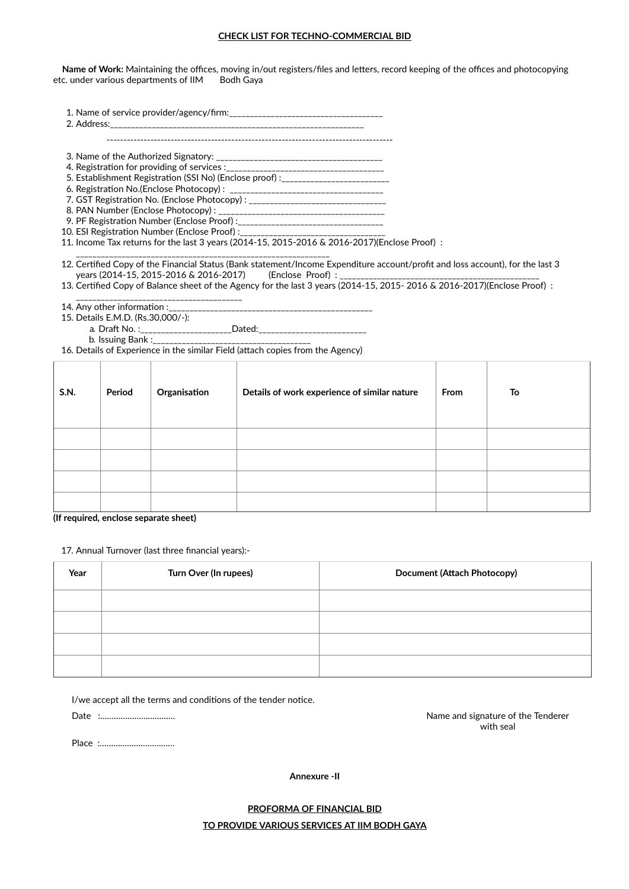## CHECK LIST FOR TECHNO-COMMERCIAL BID

**Name of Work:** Maintaining the offices, moving in/out registers/files and letters, record keeping of the offices and photocopying etc. under various departments of IIM Bodh Gaya

1. Name of service provider/agency/firm:___________________________________
2. Address:____________________________________________________________

   -----------------------------------------------------------------------------------

3. Name of the Authorized Signatory: _____________________________________
4. Registration for providing of services :___________________________________
5. Establishment Registration (SSI No) (Enclose proof) :________________________
6. Registration No.(Enclose Photocopy) : ___________________________________
7. GST Registration No. (Enclose Photocopy) : _______________________________
8. PAN Number (Enclose Photocopy) : _____________________________________
9. PF Registration Number (Enclose Proof) :_________________________________
10. ESI Registration Number (Enclose Proof) :________________________________
11. Income Tax returns for the last 3 years (2014-15, 2015-2016 & 2016-2017)(Enclose Proof) : _____________________________________________________________
12. Certified Copy of the Financial Status (Bank statement/Income Expenditure account/profit and loss account), for the last 3 years (2014-15, 2015-2016 & 2016-2017) (Enclose Proof) : _____________________________________________
13. Certified Copy of Balance sheet of the Agency for the last 3 years (2014-15, 2015- 2016 & 2016-2017)(Enclose Proof) : _____________________________________
14. Any other information :_______________________________________________
15. Details E.M.D. (Rs.30,000/-):
    a. Draft No. :___________________Dated:______________________
    b. Issuing Bank :__________________________________
16. Details of Experience in the similar Field (attach copies from the Agency)

| S.N. | Period | Organisation | Details of work experience of similar nature | From | To |
|---|---|---|---|---|---|
| | | | | | |
| | | | | | |
| | | | | | |
| | | | | | |

**(If required, enclose separate sheet)**

17. Annual Turnover (last three financial years):-

| Year | Turn Over (In rupees) | Document (Attach Photocopy) |
|---|---|---|
| | | |
| | | |
| | | |
| | | |

I/we accept all the terms and conditions of the tender notice.

Date :…………………………… 

Name and signature of the Tenderer with seal

Place :……………………………

**Annexure -II**

## PROFORMA OF FINANCIAL BID

## TO PROVIDE VARIOUS SERVICES AT IIM BODH GAYA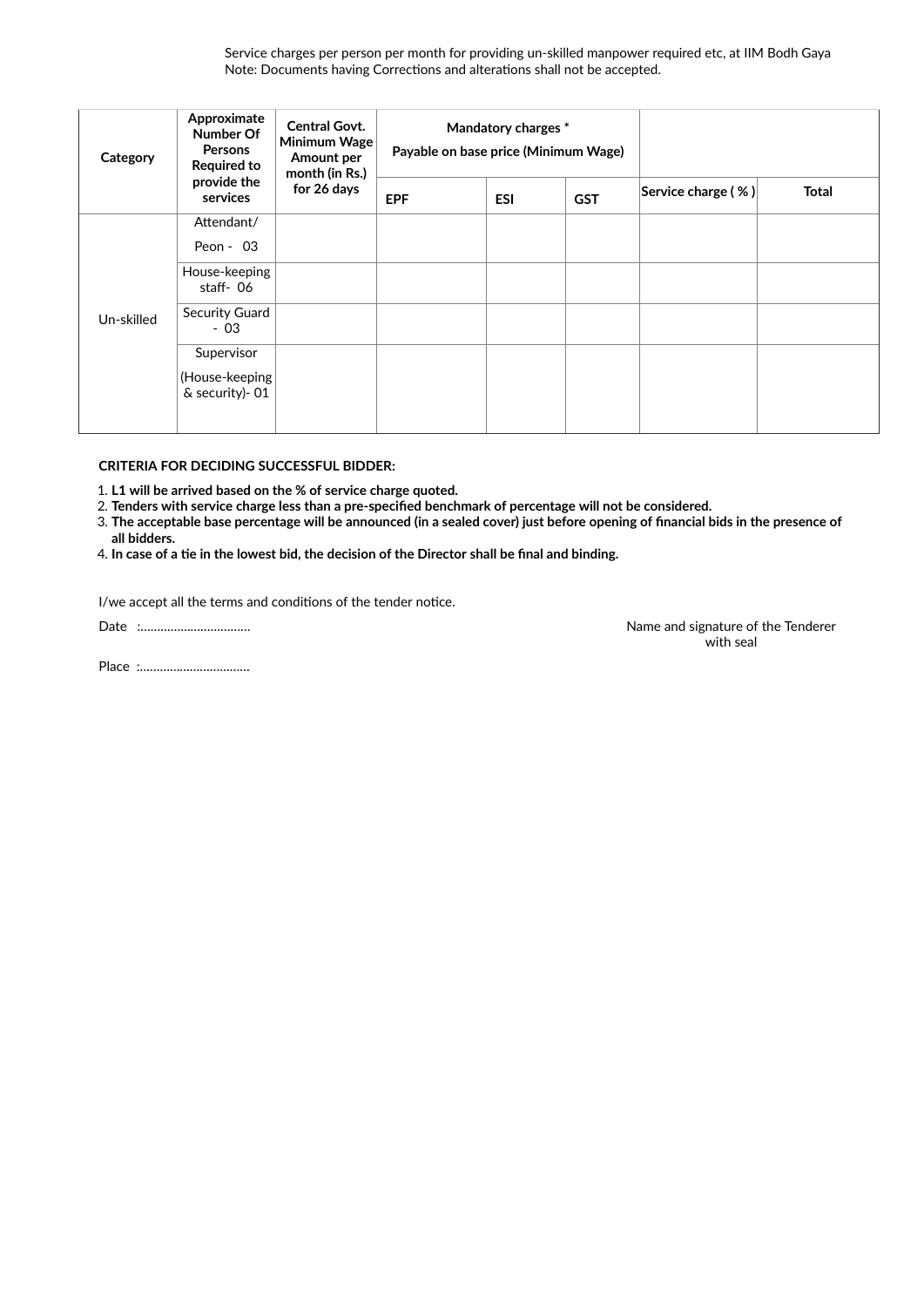Service charges per person per month for providing un-skilled manpower required etc, at IIM Bodh Gaya
Note: Documents having Corrections and alterations shall not be accepted.

| Category | Approximate Number Of Persons Required to provide the services | Central Govt. Minimum Wage Amount per month (in Rs.) for 26 days | Mandatory charges * Payable on base price (Minimum Wage) | | | | |
|---|---|---|---|---|---|---|---|
| | | | EPF | ESI | GST | Service charge ( % ) | Total |
| Un-skilled | Attendant/ Peon - 03 | | | | | | |
| | House-keeping staff- 06 | | | | | | |
| | Security Guard - 03 | | | | | | |
| | Supervisor (House-keeping & security)- 01 | | | | | | |

**CRITERIA FOR DECIDING SUCCESSFUL BIDDER:**

1. **L1 will be arrived based on the % of service charge quoted.**
2. **Tenders with service charge less than a pre-specified benchmark of percentage will not be considered.**
3. **The acceptable base percentage will be announced (in a sealed cover) just before opening of financial bids in the presence of all bidders.**
4. **In case of a tie in the lowest bid, the decision of the Director shall be final and binding.**

I/we accept all the terms and conditions of the tender notice.

Date :................................

Name and signature of the Tenderer with seal

Place :................................